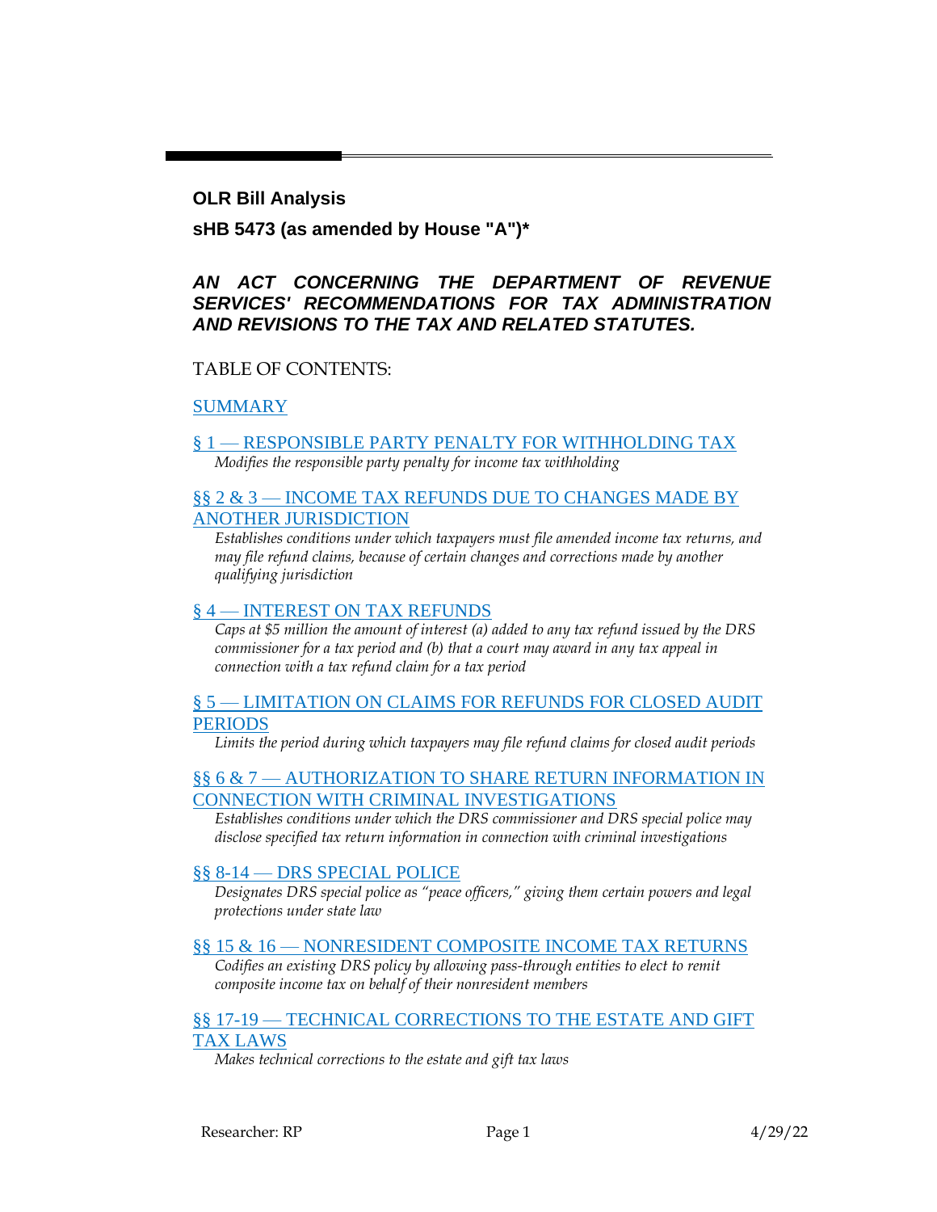**OLR Bill Analysis**

**sHB 5473 (as amended by House "A")***

***AN ACT CONCERNING THE DEPARTMENT OF REVENUE SERVICES' RECOMMENDATIONS FOR TAX ADMINISTRATION AND REVISIONS TO THE TAX AND RELATED STATUTES.***

TABLE OF CONTENTS:

SUMMARY

§ 1 — RESPONSIBLE PARTY PENALTY FOR WITHHOLDING TAX

*Modifies the responsible party penalty for income tax withholding*

§§ 2 & 3 — INCOME TAX REFUNDS DUE TO CHANGES MADE BY ANOTHER JURISDICTION

*Establishes conditions under which taxpayers must file amended income tax returns, and may file refund claims, because of certain changes and corrections made by another qualifying jurisdiction*

§ 4 — INTEREST ON TAX REFUNDS

*Caps at $5 million the amount of interest (a) added to any tax refund issued by the DRS commissioner for a tax period and (b) that a court may award in any tax appeal in connection with a tax refund claim for a tax period*

§ 5 — LIMITATION ON CLAIMS FOR REFUNDS FOR CLOSED AUDIT PERIODS

*Limits the period during which taxpayers may file refund claims for closed audit periods*

§§ 6 & 7 — AUTHORIZATION TO SHARE RETURN INFORMATION IN CONNECTION WITH CRIMINAL INVESTIGATIONS

*Establishes conditions under which the DRS commissioner and DRS special police may disclose specified tax return information in connection with criminal investigations*

§§ 8-14 — DRS SPECIAL POLICE

*Designates DRS special police as "peace officers," giving them certain powers and legal protections under state law*

§§ 15 & 16 — NONRESIDENT COMPOSITE INCOME TAX RETURNS

*Codifies an existing DRS policy by allowing pass-through entities to elect to remit composite income tax on behalf of their nonresident members*

§§ 17-19 — TECHNICAL CORRECTIONS TO THE ESTATE AND GIFT TAX LAWS

*Makes technical corrections to the estate and gift tax laws*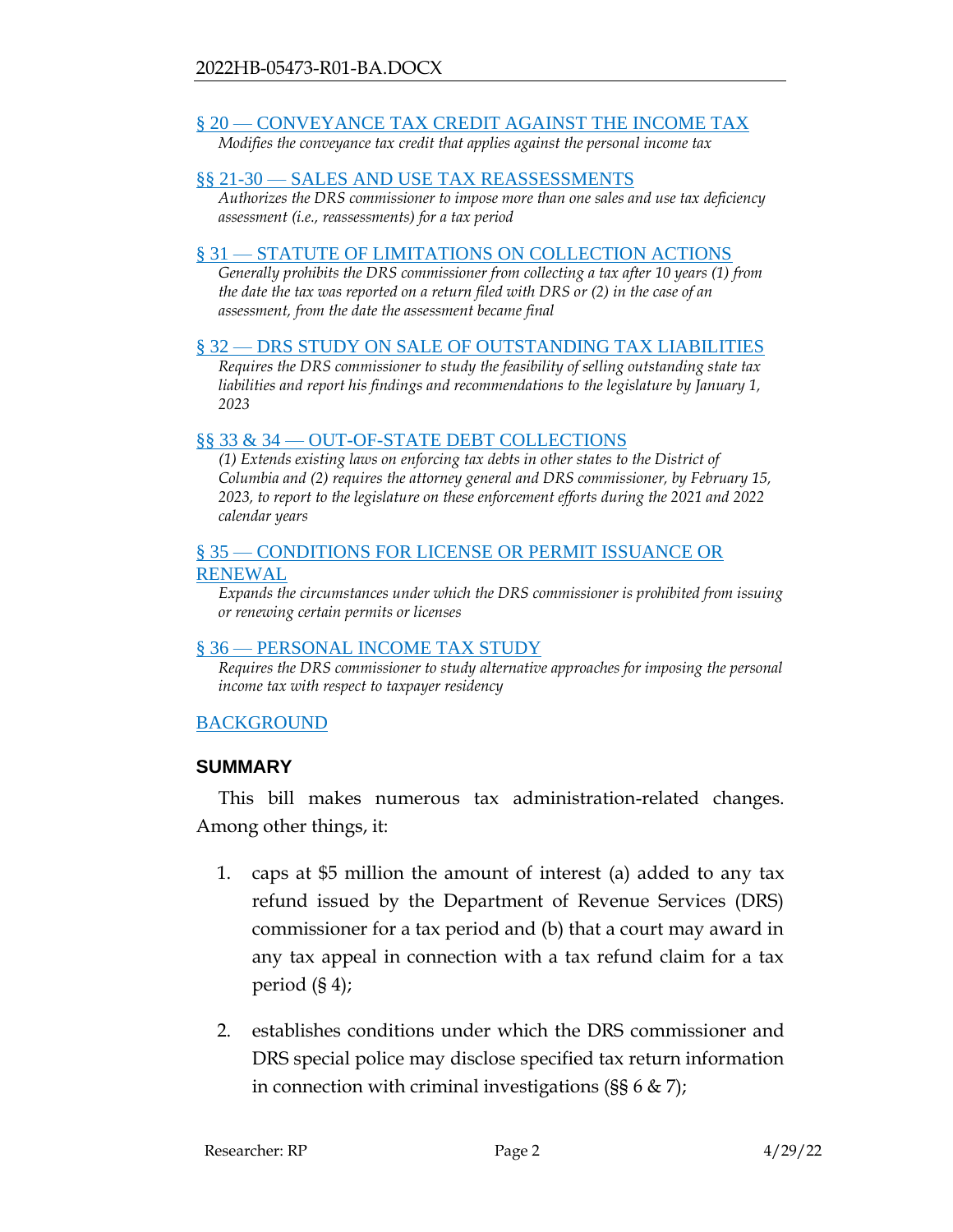[§ 20 — CONVEYANCE TAX CREDIT AGAINST THE INCOME TAX](#)

*Modifies the conveyance tax credit that applies against the personal income tax*

[§§ 21-30 — SALES AND USE TAX REASSESSMENTS](#)

*Authorizes the DRS commissioner to impose more than one sales and use tax deficiency assessment (i.e., reassessments) for a tax period*

[§ 31 — STATUTE OF LIMITATIONS ON COLLECTION ACTIONS](#)

*Generally prohibits the DRS commissioner from collecting a tax after 10 years (1) from the date the tax was reported on a return filed with DRS or (2) in the case of an assessment, from the date the assessment became final*

[§ 32 — DRS STUDY ON SALE OF OUTSTANDING TAX LIABILITIES](#)

*Requires the DRS commissioner to study the feasibility of selling outstanding state tax liabilities and report his findings and recommendations to the legislature by January 1, 2023*

[§§ 33 & 34 — OUT-OF-STATE DEBT COLLECTIONS](#)

*(1) Extends existing laws on enforcing tax debts in other states to the District of Columbia and (2) requires the attorney general and DRS commissioner, by February 15, 2023, to report to the legislature on these enforcement efforts during the 2021 and 2022 calendar years*

[§ 35 — CONDITIONS FOR LICENSE OR PERMIT ISSUANCE OR RENEWAL](#)

*Expands the circumstances under which the DRS commissioner is prohibited from issuing or renewing certain permits or licenses*

[§ 36 — PERSONAL INCOME TAX STUDY](#)

*Requires the DRS commissioner to study alternative approaches for imposing the personal income tax with respect to taxpayer residency*

[BACKGROUND](#)

## SUMMARY

This bill makes numerous tax administration-related changes. Among other things, it:

1. caps at $5 million the amount of interest (a) added to any tax refund issued by the Department of Revenue Services (DRS) commissioner for a tax period and (b) that a court may award in any tax appeal in connection with a tax refund claim for a tax period (§ 4);
2. establishes conditions under which the DRS commissioner and DRS special police may disclose specified tax return information in connection with criminal investigations (§§ 6 & 7);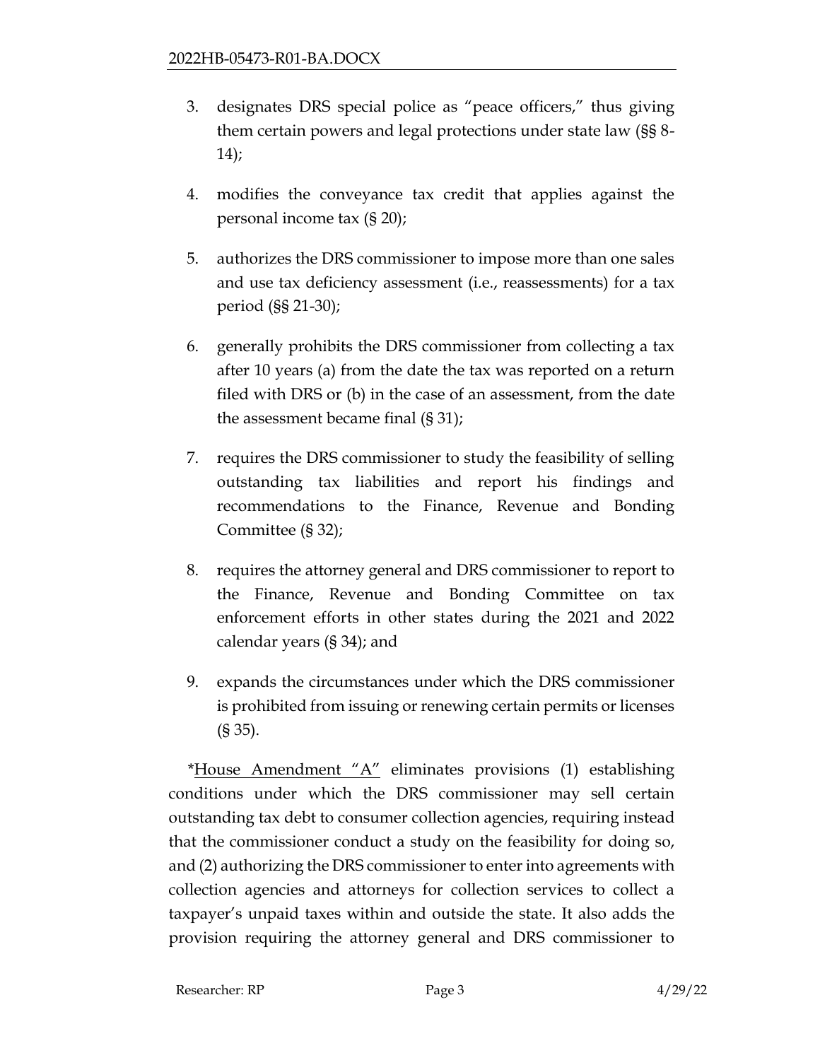3. designates DRS special police as "peace officers," thus giving them certain powers and legal protections under state law (§§ 8-14);

4. modifies the conveyance tax credit that applies against the personal income tax (§ 20);

5. authorizes the DRS commissioner to impose more than one sales and use tax deficiency assessment (i.e., reassessments) for a tax period (§§ 21-30);

6. generally prohibits the DRS commissioner from collecting a tax after 10 years (a) from the date the tax was reported on a return filed with DRS or (b) in the case of an assessment, from the date the assessment became final (§ 31);

7. requires the DRS commissioner to study the feasibility of selling outstanding tax liabilities and report his findings and recommendations to the Finance, Revenue and Bonding Committee (§ 32);

8. requires the attorney general and DRS commissioner to report to the Finance, Revenue and Bonding Committee on tax enforcement efforts in other states during the 2021 and 2022 calendar years (§ 34); and

9. expands the circumstances under which the DRS commissioner is prohibited from issuing or renewing certain permits or licenses (§ 35).

*House Amendment "A" eliminates provisions (1) establishing conditions under which the DRS commissioner may sell certain outstanding tax debt to consumer collection agencies, requiring instead that the commissioner conduct a study on the feasibility for doing so, and (2) authorizing the DRS commissioner to enter into agreements with collection agencies and attorneys for collection services to collect a taxpayer's unpaid taxes within and outside the state. It also adds the provision requiring the attorney general and DRS commissioner to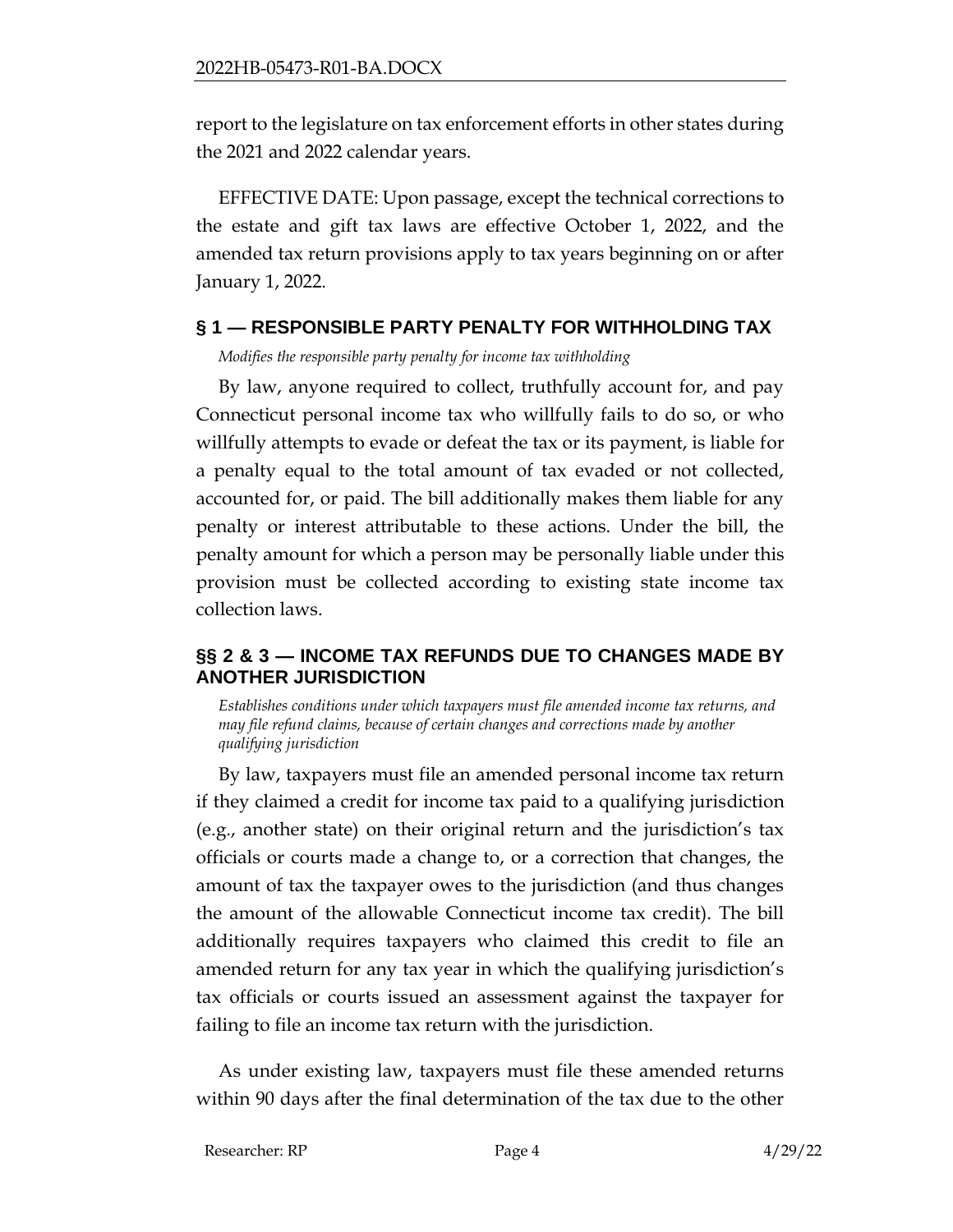report to the legislature on tax enforcement efforts in other states during the 2021 and 2022 calendar years.

EFFECTIVE DATE: Upon passage, except the technical corrections to the estate and gift tax laws are effective October 1, 2022, and the amended tax return provisions apply to tax years beginning on or after January 1, 2022.

## § 1 — RESPONSIBLE PARTY PENALTY FOR WITHHOLDING TAX

*Modifies the responsible party penalty for income tax withholding*

By law, anyone required to collect, truthfully account for, and pay Connecticut personal income tax who willfully fails to do so, or who willfully attempts to evade or defeat the tax or its payment, is liable for a penalty equal to the total amount of tax evaded or not collected, accounted for, or paid. The bill additionally makes them liable for any penalty or interest attributable to these actions. Under the bill, the penalty amount for which a person may be personally liable under this provision must be collected according to existing state income tax collection laws.

## §§ 2 & 3 — INCOME TAX REFUNDS DUE TO CHANGES MADE BY ANOTHER JURISDICTION

*Establishes conditions under which taxpayers must file amended income tax returns, and may file refund claims, because of certain changes and corrections made by another qualifying jurisdiction*

By law, taxpayers must file an amended personal income tax return if they claimed a credit for income tax paid to a qualifying jurisdiction (e.g., another state) on their original return and the jurisdiction's tax officials or courts made a change to, or a correction that changes, the amount of tax the taxpayer owes to the jurisdiction (and thus changes the amount of the allowable Connecticut income tax credit). The bill additionally requires taxpayers who claimed this credit to file an amended return for any tax year in which the qualifying jurisdiction's tax officials or courts issued an assessment against the taxpayer for failing to file an income tax return with the jurisdiction.

As under existing law, taxpayers must file these amended returns within 90 days after the final determination of the tax due to the other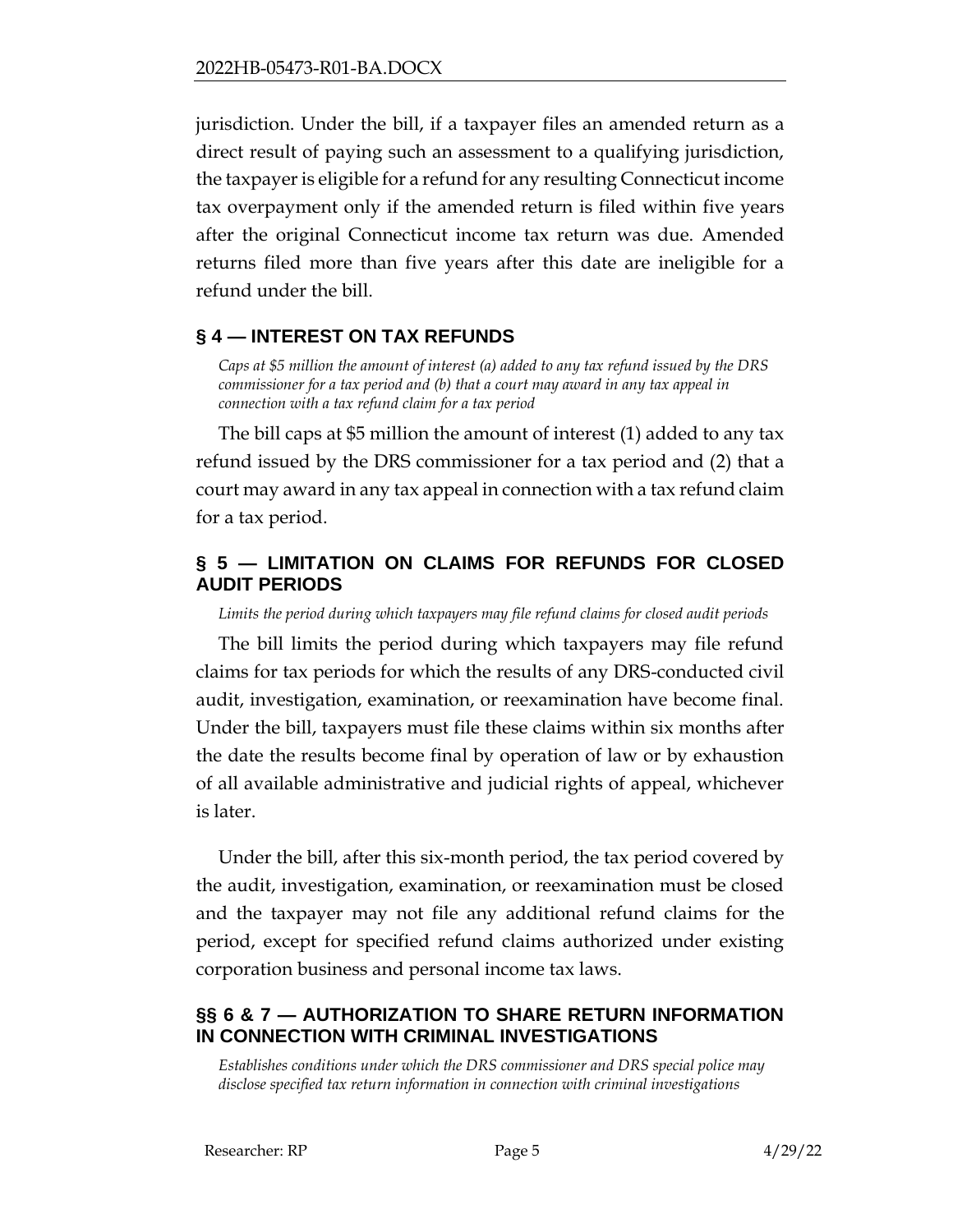jurisdiction. Under the bill, if a taxpayer files an amended return as a direct result of paying such an assessment to a qualifying jurisdiction, the taxpayer is eligible for a refund for any resulting Connecticut income tax overpayment only if the amended return is filed within five years after the original Connecticut income tax return was due. Amended returns filed more than five years after this date are ineligible for a refund under the bill.

## § 4 — INTEREST ON TAX REFUNDS

*Caps at $5 million the amount of interest (a) added to any tax refund issued by the DRS commissioner for a tax period and (b) that a court may award in any tax appeal in connection with a tax refund claim for a tax period*

The bill caps at $5 million the amount of interest (1) added to any tax refund issued by the DRS commissioner for a tax period and (2) that a court may award in any tax appeal in connection with a tax refund claim for a tax period.

## § 5 — LIMITATION ON CLAIMS FOR REFUNDS FOR CLOSED AUDIT PERIODS

*Limits the period during which taxpayers may file refund claims for closed audit periods*

The bill limits the period during which taxpayers may file refund claims for tax periods for which the results of any DRS-conducted civil audit, investigation, examination, or reexamination have become final. Under the bill, taxpayers must file these claims within six months after the date the results become final by operation of law or by exhaustion of all available administrative and judicial rights of appeal, whichever is later.

Under the bill, after this six-month period, the tax period covered by the audit, investigation, examination, or reexamination must be closed and the taxpayer may not file any additional refund claims for the period, except for specified refund claims authorized under existing corporation business and personal income tax laws.

## §§ 6 & 7 — AUTHORIZATION TO SHARE RETURN INFORMATION IN CONNECTION WITH CRIMINAL INVESTIGATIONS

*Establishes conditions under which the DRS commissioner and DRS special police may disclose specified tax return information in connection with criminal investigations*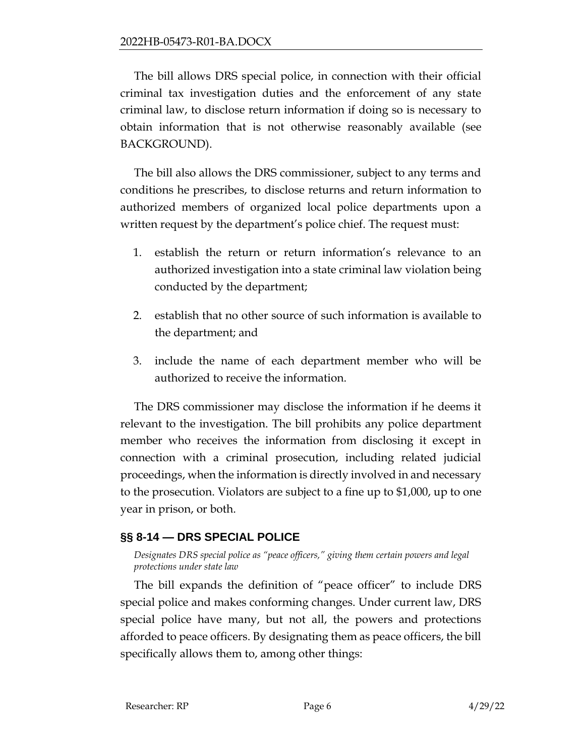The bill allows DRS special police, in connection with their official criminal tax investigation duties and the enforcement of any state criminal law, to disclose return information if doing so is necessary to obtain information that is not otherwise reasonably available (see BACKGROUND).

The bill also allows the DRS commissioner, subject to any terms and conditions he prescribes, to disclose returns and return information to authorized members of organized local police departments upon a written request by the department's police chief. The request must:

1. establish the return or return information's relevance to an authorized investigation into a state criminal law violation being conducted by the department;
2. establish that no other source of such information is available to the department; and
3. include the name of each department member who will be authorized to receive the information.

The DRS commissioner may disclose the information if he deems it relevant to the investigation. The bill prohibits any police department member who receives the information from disclosing it except in connection with a criminal prosecution, including related judicial proceedings, when the information is directly involved in and necessary to the prosecution. Violators are subject to a fine up to $1,000, up to one year in prison, or both.

## §§ 8-14 — DRS SPECIAL POLICE

*Designates DRS special police as "peace officers," giving them certain powers and legal protections under state law*

The bill expands the definition of "peace officer" to include DRS special police and makes conforming changes. Under current law, DRS special police have many, but not all, the powers and protections afforded to peace officers. By designating them as peace officers, the bill specifically allows them to, among other things: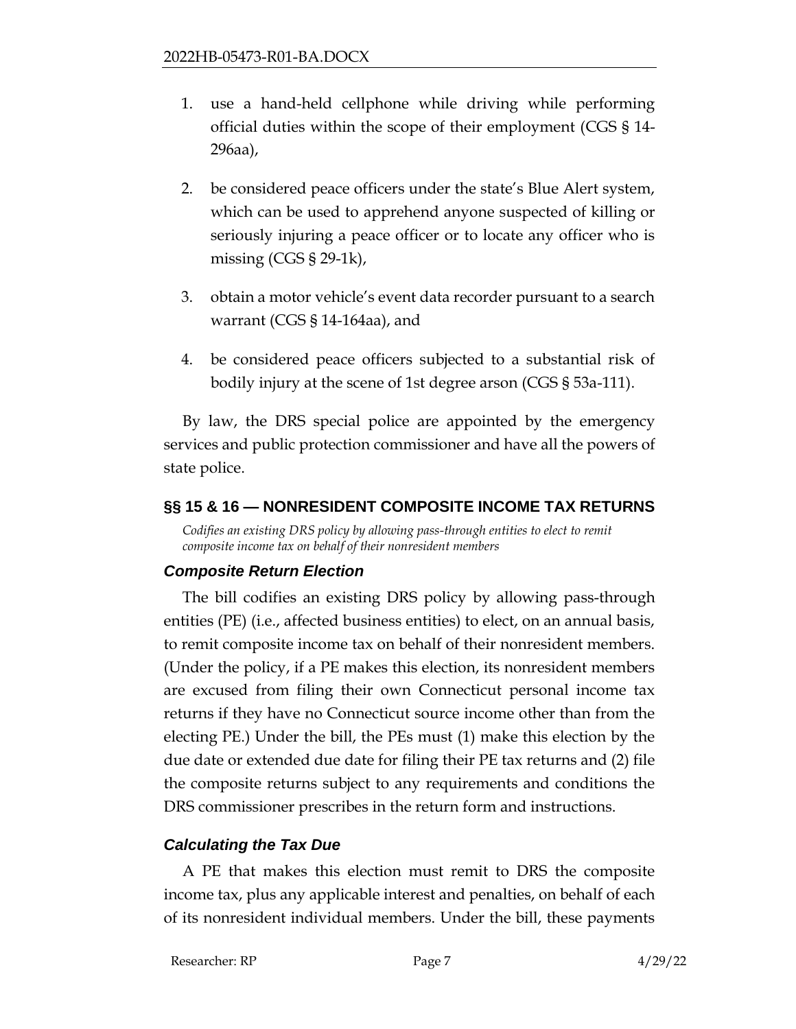1. use a hand-held cellphone while driving while performing official duties within the scope of their employment (CGS § 14-296aa),

2. be considered peace officers under the state's Blue Alert system, which can be used to apprehend anyone suspected of killing or seriously injuring a peace officer or to locate any officer who is missing (CGS § 29-1k),

3. obtain a motor vehicle's event data recorder pursuant to a search warrant (CGS § 14-164aa), and

4. be considered peace officers subjected to a substantial risk of bodily injury at the scene of 1st degree arson (CGS § 53a-111).

By law, the DRS special police are appointed by the emergency services and public protection commissioner and have all the powers of state police.

## §§ 15 & 16 — NONRESIDENT COMPOSITE INCOME TAX RETURNS

*Codifies an existing DRS policy by allowing pass-through entities to elect to remit composite income tax on behalf of their nonresident members*

### *Composite Return Election*

The bill codifies an existing DRS policy by allowing pass-through entities (PE) (i.e., affected business entities) to elect, on an annual basis, to remit composite income tax on behalf of their nonresident members. (Under the policy, if a PE makes this election, its nonresident members are excused from filing their own Connecticut personal income tax returns if they have no Connecticut source income other than from the electing PE.) Under the bill, the PEs must (1) make this election by the due date or extended due date for filing their PE tax returns and (2) file the composite returns subject to any requirements and conditions the DRS commissioner prescribes in the return form and instructions.

### *Calculating the Tax Due*

A PE that makes this election must remit to DRS the composite income tax, plus any applicable interest and penalties, on behalf of each of its nonresident individual members. Under the bill, these payments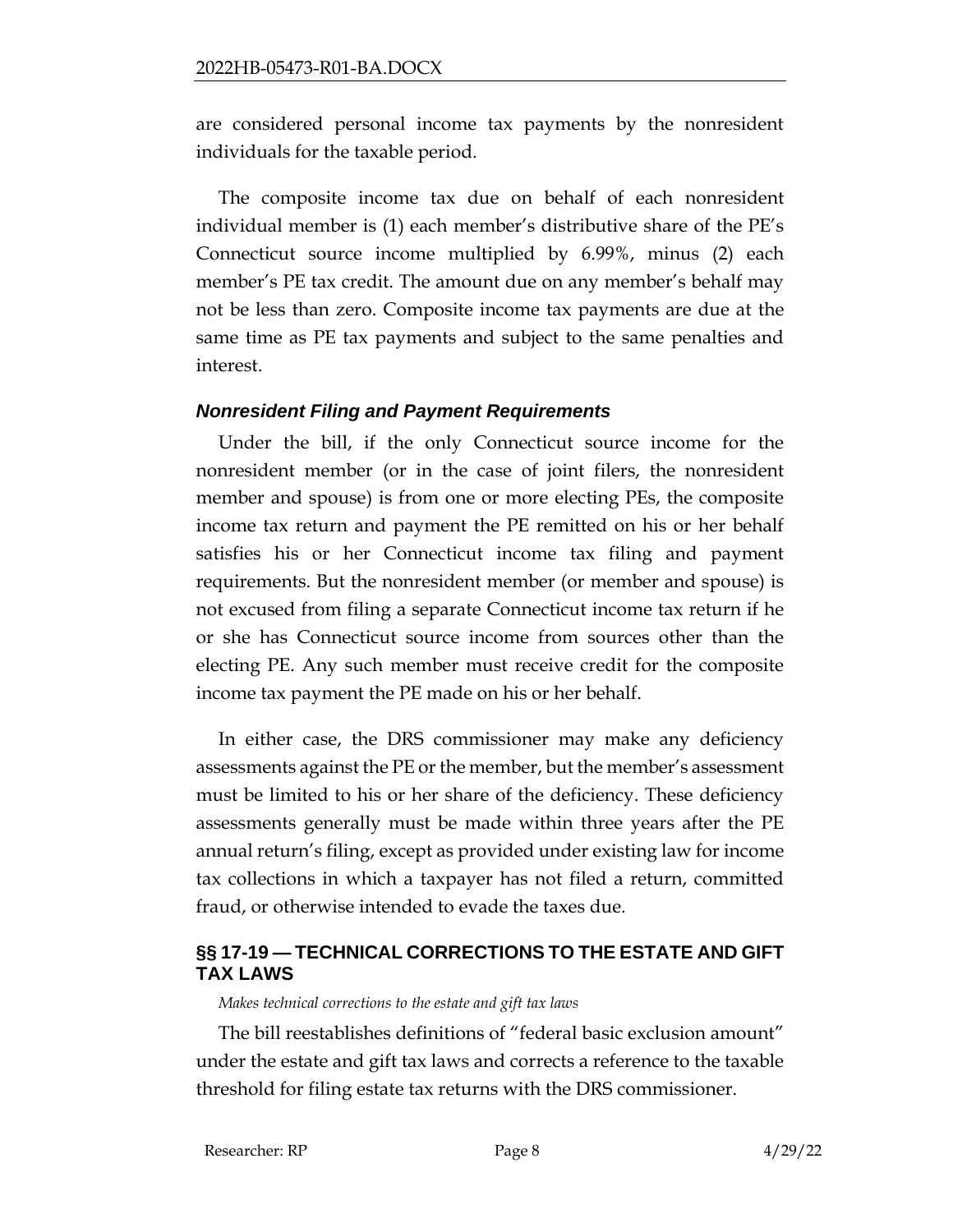are considered personal income tax payments by the nonresident individuals for the taxable period.

The composite income tax due on behalf of each nonresident individual member is (1) each member's distributive share of the PE's Connecticut source income multiplied by 6.99%, minus (2) each member's PE tax credit. The amount due on any member's behalf may not be less than zero. Composite income tax payments are due at the same time as PE tax payments and subject to the same penalties and interest.

### *Nonresident Filing and Payment Requirements*

Under the bill, if the only Connecticut source income for the nonresident member (or in the case of joint filers, the nonresident member and spouse) is from one or more electing PEs, the composite income tax return and payment the PE remitted on his or her behalf satisfies his or her Connecticut income tax filing and payment requirements. But the nonresident member (or member and spouse) is not excused from filing a separate Connecticut income tax return if he or she has Connecticut source income from sources other than the electing PE. Any such member must receive credit for the composite income tax payment the PE made on his or her behalf.

In either case, the DRS commissioner may make any deficiency assessments against the PE or the member, but the member's assessment must be limited to his or her share of the deficiency. These deficiency assessments generally must be made within three years after the PE annual return's filing, except as provided under existing law for income tax collections in which a taxpayer has not filed a return, committed fraud, or otherwise intended to evade the taxes due.

## §§ 17-19 — TECHNICAL CORRECTIONS TO THE ESTATE AND GIFT TAX LAWS

*Makes technical corrections to the estate and gift tax laws*

The bill reestablishes definitions of "federal basic exclusion amount" under the estate and gift tax laws and corrects a reference to the taxable threshold for filing estate tax returns with the DRS commissioner.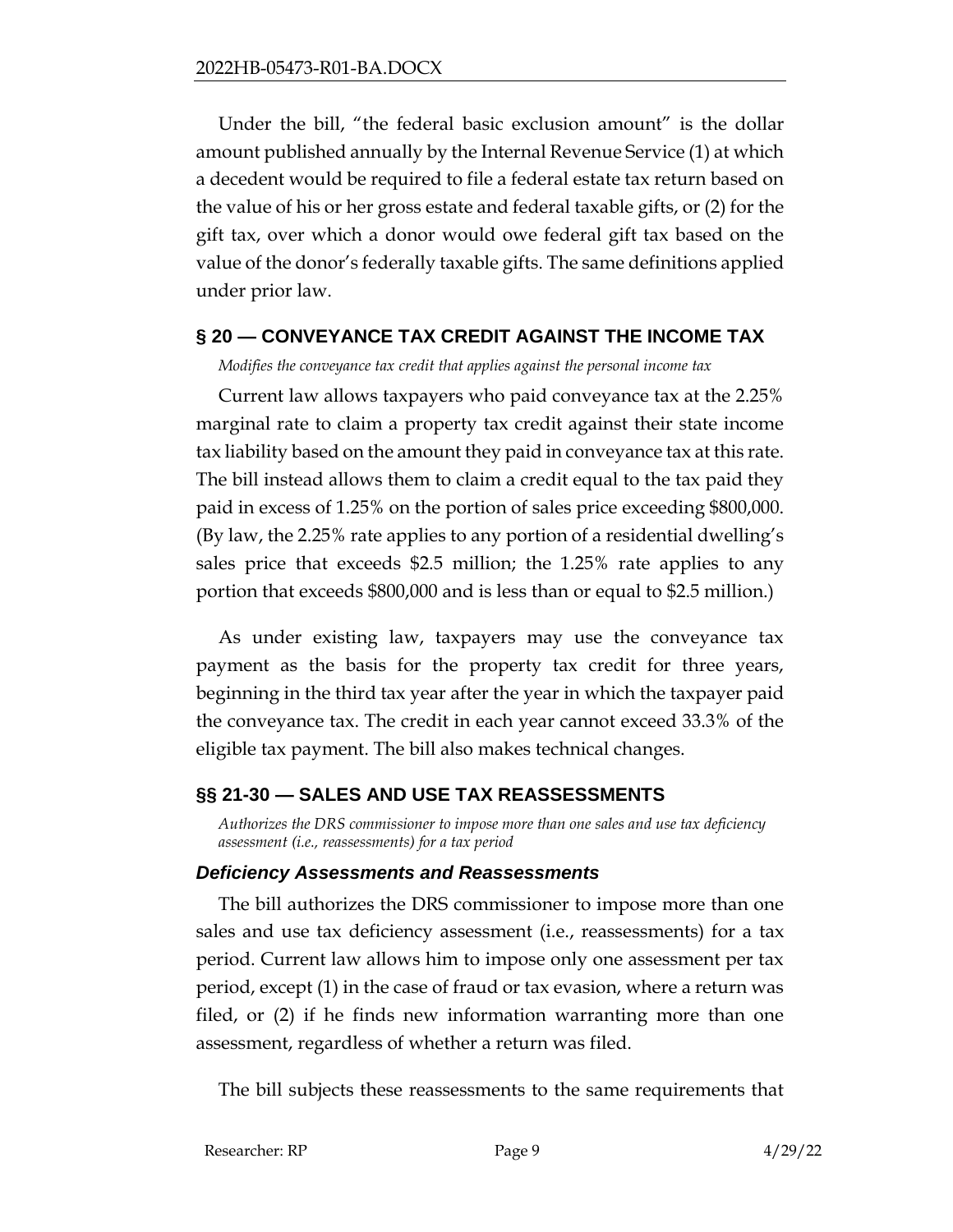Under the bill, "the federal basic exclusion amount" is the dollar amount published annually by the Internal Revenue Service (1) at which a decedent would be required to file a federal estate tax return based on the value of his or her gross estate and federal taxable gifts, or (2) for the gift tax, over which a donor would owe federal gift tax based on the value of the donor's federally taxable gifts. The same definitions applied under prior law.

## § 20 — CONVEYANCE TAX CREDIT AGAINST THE INCOME TAX

*Modifies the conveyance tax credit that applies against the personal income tax*

Current law allows taxpayers who paid conveyance tax at the 2.25% marginal rate to claim a property tax credit against their state income tax liability based on the amount they paid in conveyance tax at this rate. The bill instead allows them to claim a credit equal to the tax paid they paid in excess of 1.25% on the portion of sales price exceeding $800,000. (By law, the 2.25% rate applies to any portion of a residential dwelling's sales price that exceeds $2.5 million; the 1.25% rate applies to any portion that exceeds $800,000 and is less than or equal to $2.5 million.)

As under existing law, taxpayers may use the conveyance tax payment as the basis for the property tax credit for three years, beginning in the third tax year after the year in which the taxpayer paid the conveyance tax. The credit in each year cannot exceed 33.3% of the eligible tax payment. The bill also makes technical changes.

## §§ 21-30 — SALES AND USE TAX REASSESSMENTS

*Authorizes the DRS commissioner to impose more than one sales and use tax deficiency assessment (i.e., reassessments) for a tax period*

### *Deficiency Assessments and Reassessments*

The bill authorizes the DRS commissioner to impose more than one sales and use tax deficiency assessment (i.e., reassessments) for a tax period. Current law allows him to impose only one assessment per tax period, except (1) in the case of fraud or tax evasion, where a return was filed, or (2) if he finds new information warranting more than one assessment, regardless of whether a return was filed.

The bill subjects these reassessments to the same requirements that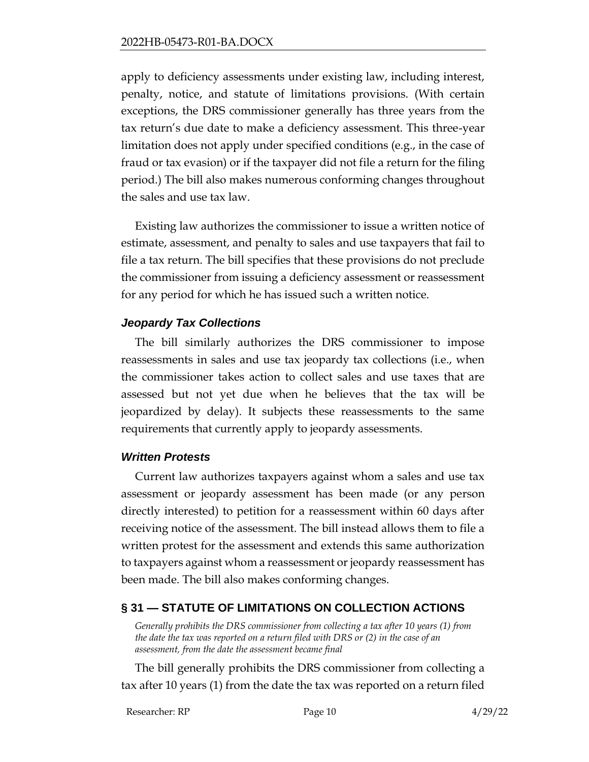apply to deficiency assessments under existing law, including interest, penalty, notice, and statute of limitations provisions. (With certain exceptions, the DRS commissioner generally has three years from the tax return's due date to make a deficiency assessment. This three-year limitation does not apply under specified conditions (e.g., in the case of fraud or tax evasion) or if the taxpayer did not file a return for the filing period.) The bill also makes numerous conforming changes throughout the sales and use tax law.

Existing law authorizes the commissioner to issue a written notice of estimate, assessment, and penalty to sales and use taxpayers that fail to file a tax return. The bill specifies that these provisions do not preclude the commissioner from issuing a deficiency assessment or reassessment for any period for which he has issued such a written notice.

### *Jeopardy Tax Collections*

The bill similarly authorizes the DRS commissioner to impose reassessments in sales and use tax jeopardy tax collections (i.e., when the commissioner takes action to collect sales and use taxes that are assessed but not yet due when he believes that the tax will be jeopardized by delay). It subjects these reassessments to the same requirements that currently apply to jeopardy assessments.

### *Written Protests*

Current law authorizes taxpayers against whom a sales and use tax assessment or jeopardy assessment has been made (or any person directly interested) to petition for a reassessment within 60 days after receiving notice of the assessment. The bill instead allows them to file a written protest for the assessment and extends this same authorization to taxpayers against whom a reassessment or jeopardy reassessment has been made. The bill also makes conforming changes.

## § 31 — STATUTE OF LIMITATIONS ON COLLECTION ACTIONS

*Generally prohibits the DRS commissioner from collecting a tax after 10 years (1) from the date the tax was reported on a return filed with DRS or (2) in the case of an assessment, from the date the assessment became final*

The bill generally prohibits the DRS commissioner from collecting a tax after 10 years (1) from the date the tax was reported on a return filed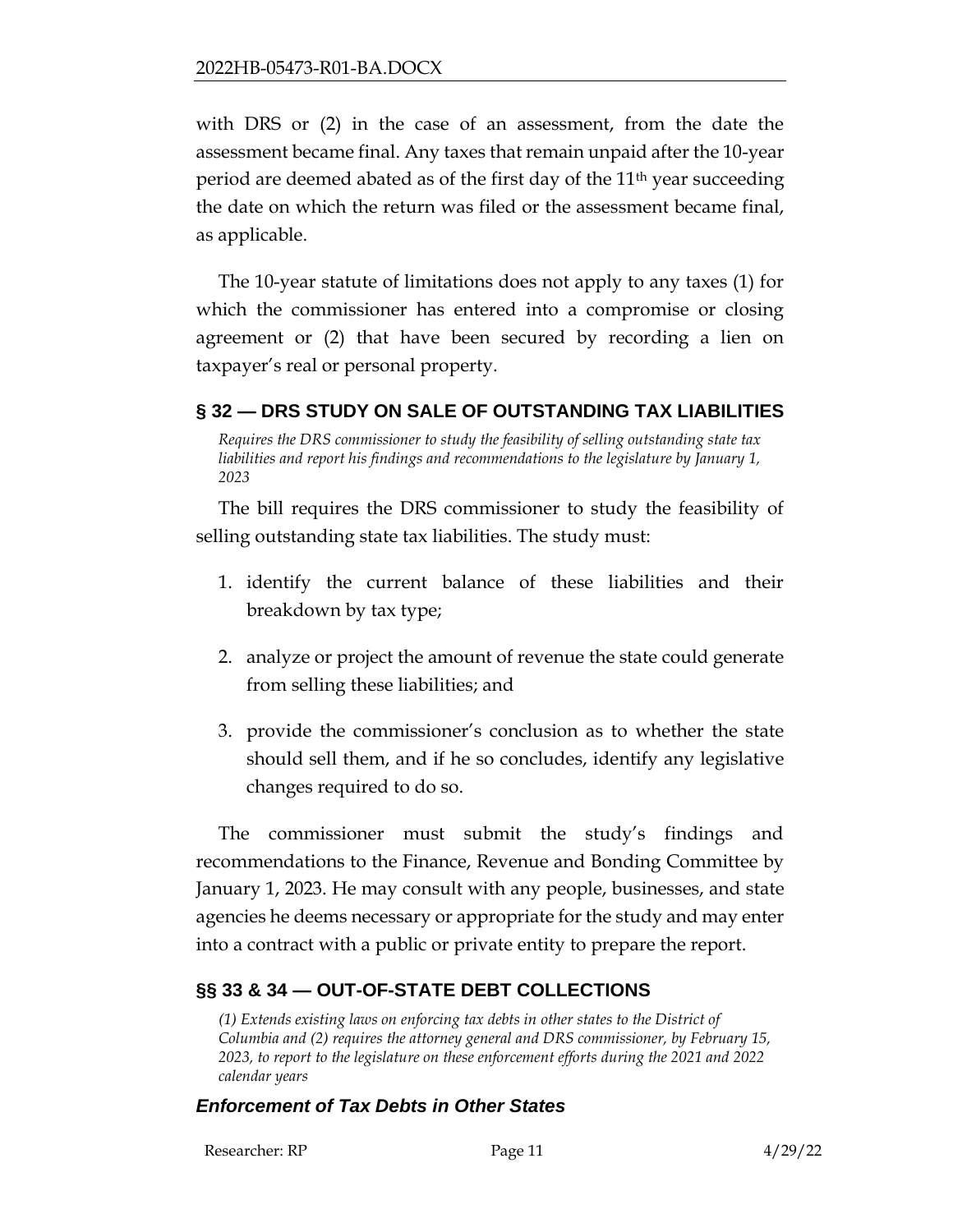with DRS or (2) in the case of an assessment, from the date the assessment became final. Any taxes that remain unpaid after the 10-year period are deemed abated as of the first day of the 11th year succeeding the date on which the return was filed or the assessment became final, as applicable.

The 10-year statute of limitations does not apply to any taxes (1) for which the commissioner has entered into a compromise or closing agreement or (2) that have been secured by recording a lien on taxpayer's real or personal property.

## § 32 — DRS STUDY ON SALE OF OUTSTANDING TAX LIABILITIES

*Requires the DRS commissioner to study the feasibility of selling outstanding state tax liabilities and report his findings and recommendations to the legislature by January 1, 2023*

The bill requires the DRS commissioner to study the feasibility of selling outstanding state tax liabilities. The study must:

1. identify the current balance of these liabilities and their breakdown by tax type;
2. analyze or project the amount of revenue the state could generate from selling these liabilities; and
3. provide the commissioner's conclusion as to whether the state should sell them, and if he so concludes, identify any legislative changes required to do so.

The commissioner must submit the study's findings and recommendations to the Finance, Revenue and Bonding Committee by January 1, 2023. He may consult with any people, businesses, and state agencies he deems necessary or appropriate for the study and may enter into a contract with a public or private entity to prepare the report.

## §§ 33 & 34 — OUT-OF-STATE DEBT COLLECTIONS

*(1) Extends existing laws on enforcing tax debts in other states to the District of Columbia and (2) requires the attorney general and DRS commissioner, by February 15, 2023, to report to the legislature on these enforcement efforts during the 2021 and 2022 calendar years*

### *Enforcement of Tax Debts in Other States*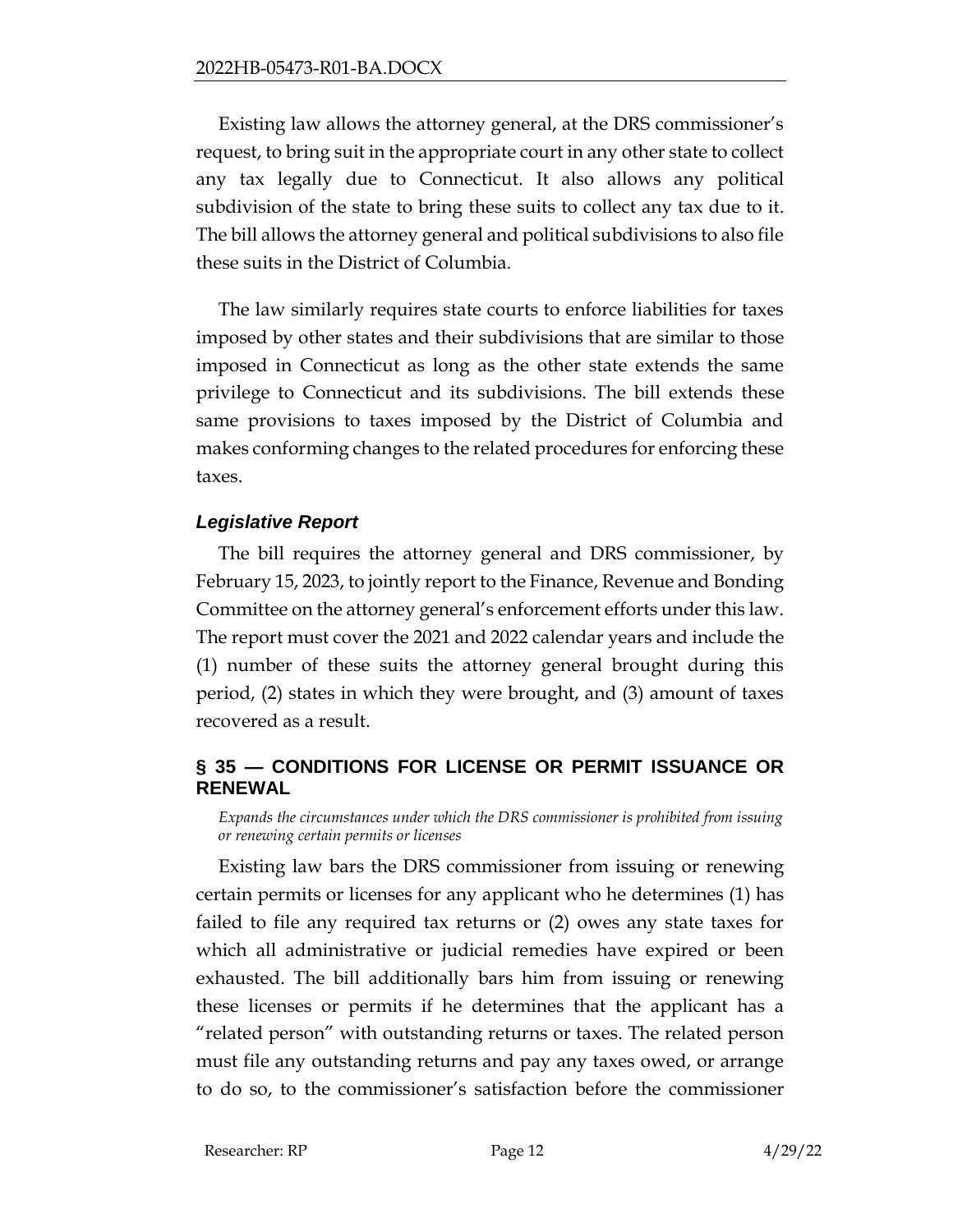Existing law allows the attorney general, at the DRS commissioner's request, to bring suit in the appropriate court in any other state to collect any tax legally due to Connecticut. It also allows any political subdivision of the state to bring these suits to collect any tax due to it. The bill allows the attorney general and political subdivisions to also file these suits in the District of Columbia.

The law similarly requires state courts to enforce liabilities for taxes imposed by other states and their subdivisions that are similar to those imposed in Connecticut as long as the other state extends the same privilege to Connecticut and its subdivisions. The bill extends these same provisions to taxes imposed by the District of Columbia and makes conforming changes to the related procedures for enforcing these taxes.

### *Legislative Report*

The bill requires the attorney general and DRS commissioner, by February 15, 2023, to jointly report to the Finance, Revenue and Bonding Committee on the attorney general's enforcement efforts under this law. The report must cover the 2021 and 2022 calendar years and include the (1) number of these suits the attorney general brought during this period, (2) states in which they were brought, and (3) amount of taxes recovered as a result.

## § 35 — CONDITIONS FOR LICENSE OR PERMIT ISSUANCE OR RENEWAL

*Expands the circumstances under which the DRS commissioner is prohibited from issuing or renewing certain permits or licenses*

Existing law bars the DRS commissioner from issuing or renewing certain permits or licenses for any applicant who he determines (1) has failed to file any required tax returns or (2) owes any state taxes for which all administrative or judicial remedies have expired or been exhausted. The bill additionally bars him from issuing or renewing these licenses or permits if he determines that the applicant has a "related person" with outstanding returns or taxes. The related person must file any outstanding returns and pay any taxes owed, or arrange to do so, to the commissioner's satisfaction before the commissioner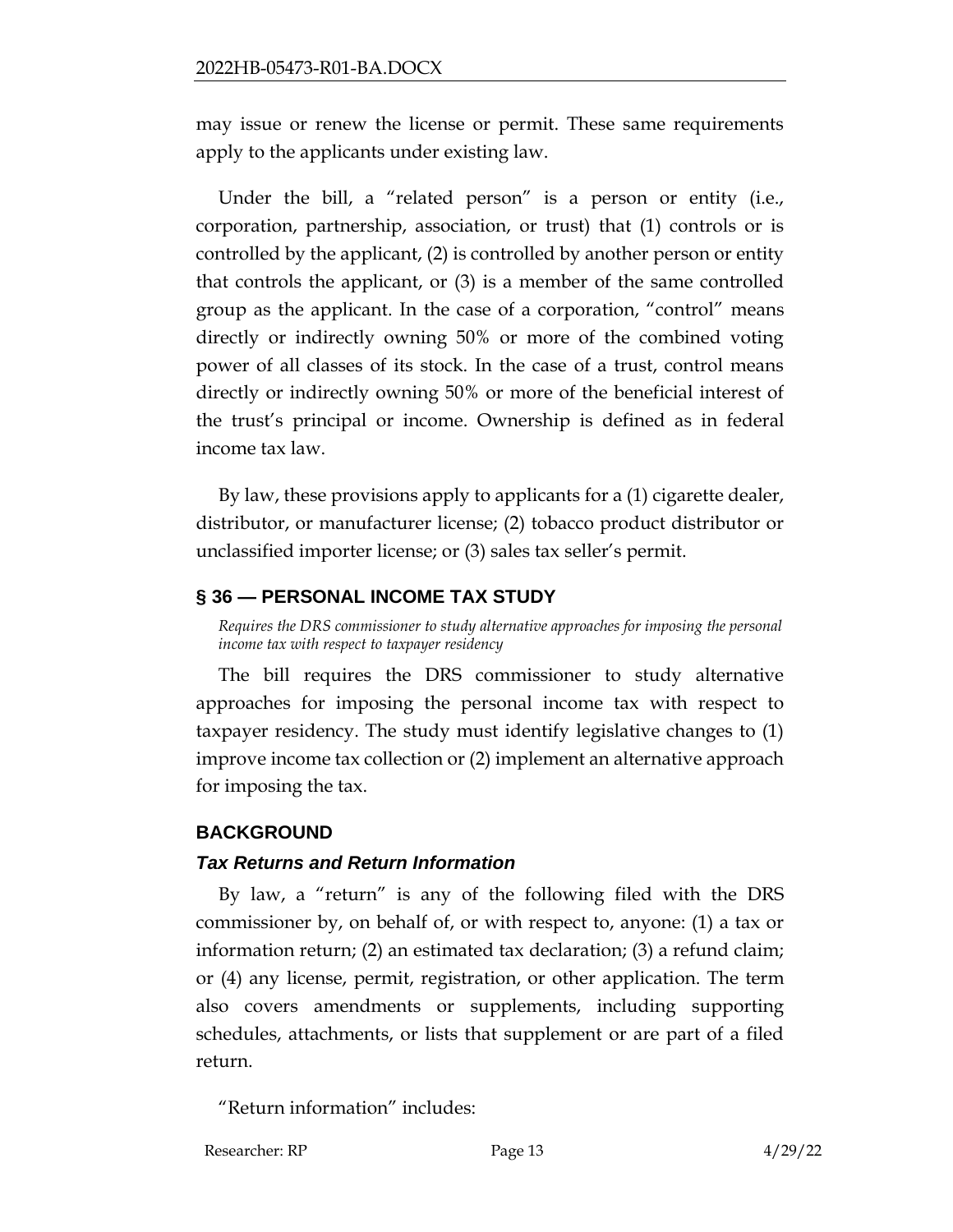may issue or renew the license or permit. These same requirements apply to the applicants under existing law.

Under the bill, a "related person" is a person or entity (i.e., corporation, partnership, association, or trust) that (1) controls or is controlled by the applicant, (2) is controlled by another person or entity that controls the applicant, or (3) is a member of the same controlled group as the applicant. In the case of a corporation, "control" means directly or indirectly owning 50% or more of the combined voting power of all classes of its stock. In the case of a trust, control means directly or indirectly owning 50% or more of the beneficial interest of the trust's principal or income. Ownership is defined as in federal income tax law.

By law, these provisions apply to applicants for a (1) cigarette dealer, distributor, or manufacturer license; (2) tobacco product distributor or unclassified importer license; or (3) sales tax seller's permit.

## § 36 — PERSONAL INCOME TAX STUDY

*Requires the DRS commissioner to study alternative approaches for imposing the personal income tax with respect to taxpayer residency*

The bill requires the DRS commissioner to study alternative approaches for imposing the personal income tax with respect to taxpayer residency. The study must identify legislative changes to (1) improve income tax collection or (2) implement an alternative approach for imposing the tax.

## BACKGROUND

### *Tax Returns and Return Information*

By law, a "return" is any of the following filed with the DRS commissioner by, on behalf of, or with respect to, anyone: (1) a tax or information return; (2) an estimated tax declaration; (3) a refund claim; or (4) any license, permit, registration, or other application. The term also covers amendments or supplements, including supporting schedules, attachments, or lists that supplement or are part of a filed return.

"Return information" includes: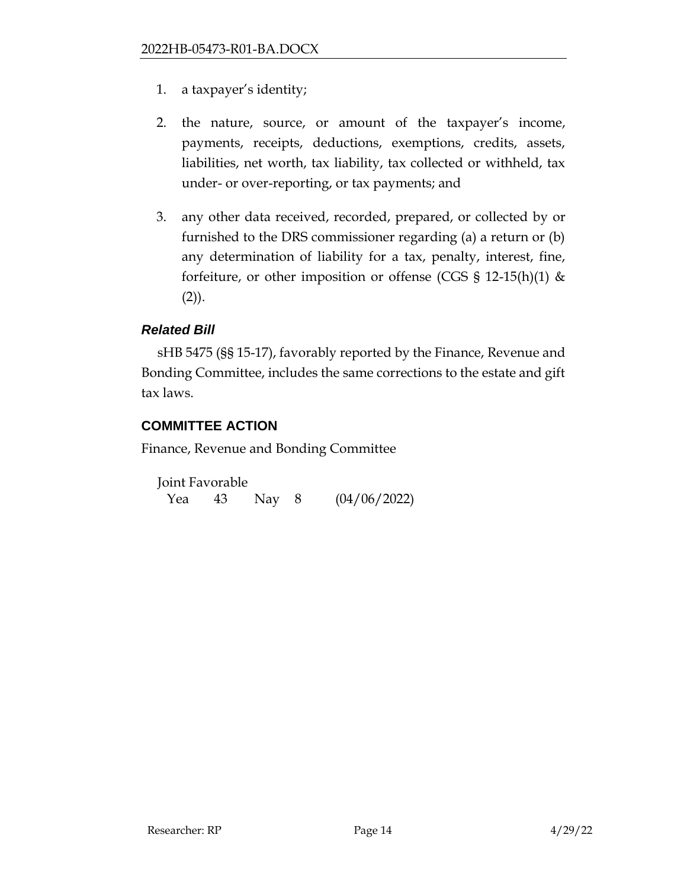1. a taxpayer's identity;
2. the nature, source, or amount of the taxpayer's income, payments, receipts, deductions, exemptions, credits, assets, liabilities, net worth, tax liability, tax collected or withheld, tax under- or over-reporting, or tax payments; and
3. any other data received, recorded, prepared, or collected by or furnished to the DRS commissioner regarding (a) a return or (b) any determination of liability for a tax, penalty, interest, fine, forfeiture, or other imposition or offense (CGS § 12-15(h)(1) & (2)).

### *Related Bill*

sHB 5475 (§§ 15-17), favorably reported by the Finance, Revenue and Bonding Committee, includes the same corrections to the estate and gift tax laws.

## COMMITTEE ACTION

Finance, Revenue and Bonding Committee

| | | | | |
|---|---|---|---|---|
| Joint Favorable | | | | |
| Yea | 43 | Nay | 8 | (04/06/2022) |